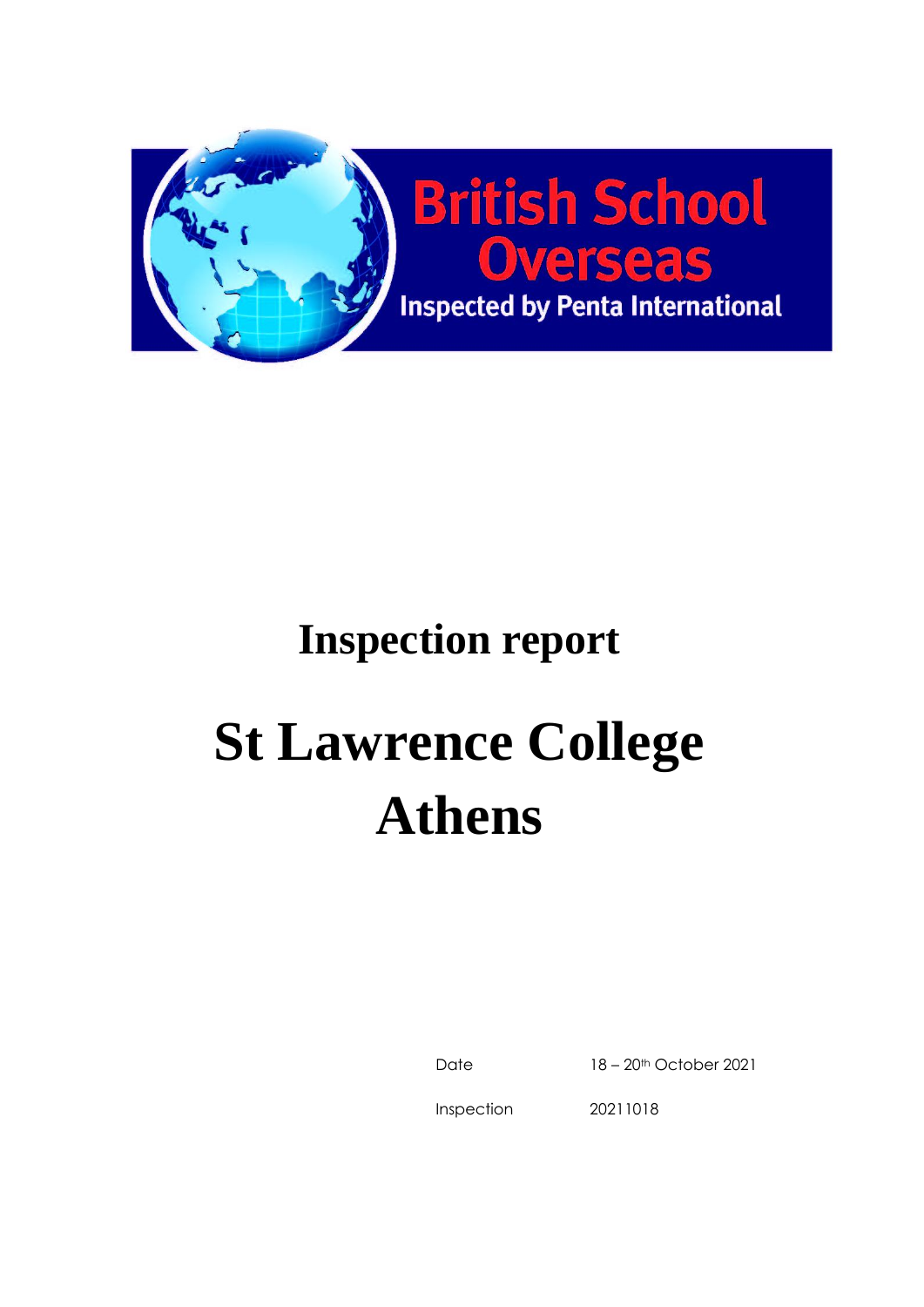British School Overseas

Inspected by Penta International

# Inspection report

# St Lawrence College Athens

| Date | 18 – 20th October 2021 |
|---|---|
| Inspection | 20211018 |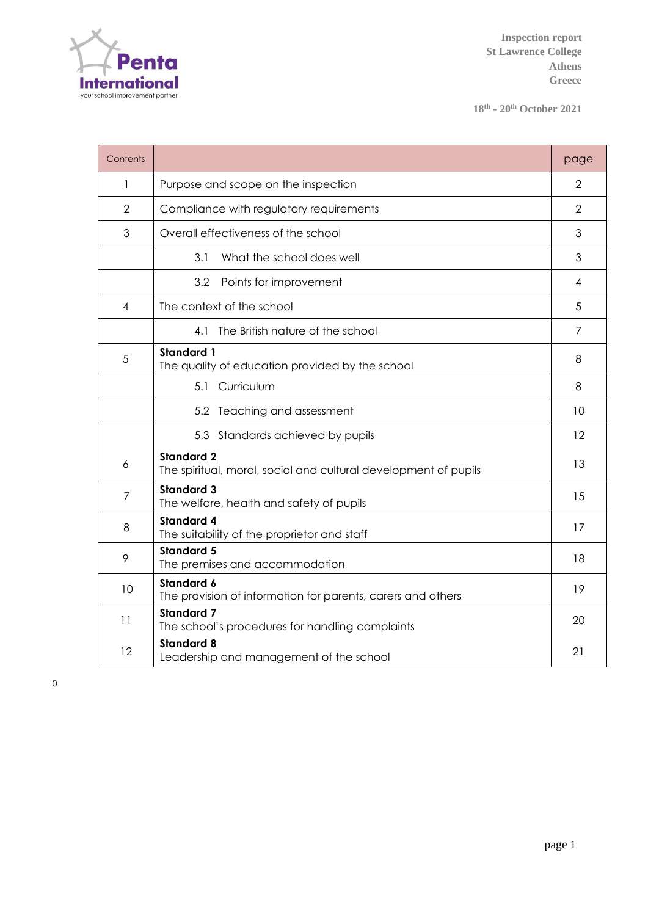Inspection report
St Lawrence College
Athens
Greece

18th - 20th October 2021

| Contents | | page |
|---|---|---|
| 1 | Purpose and scope on the inspection | 2 |
| 2 | Compliance with regulatory requirements | 2 |
| 3 | Overall effectiveness of the school | 3 |
| | 3.1 What the school does well | 3 |
| | 3.2 Points for improvement | 4 |
| 4 | The context of the school | 5 |
| | 4.1 The British nature of the school | 7 |
| 5 | **Standard 1** The quality of education provided by the school | 8 |
| | 5.1 Curriculum | 8 |
| | 5.2 Teaching and assessment | 10 |
| | 5.3 Standards achieved by pupils | 12 |
| 6 | **Standard 2** The spiritual, moral, social and cultural development of pupils | 13 |
| 7 | **Standard 3** The welfare, health and safety of pupils | 15 |
| 8 | **Standard 4** The suitability of the proprietor and staff | 17 |
| 9 | **Standard 5** The premises and accommodation | 18 |
| 10 | **Standard 6** The provision of information for parents, carers and others | 19 |
| 11 | **Standard 7** The school's procedures for handling complaints | 20 |
| 12 | **Standard 8** Leadership and management of the school | 21 |

0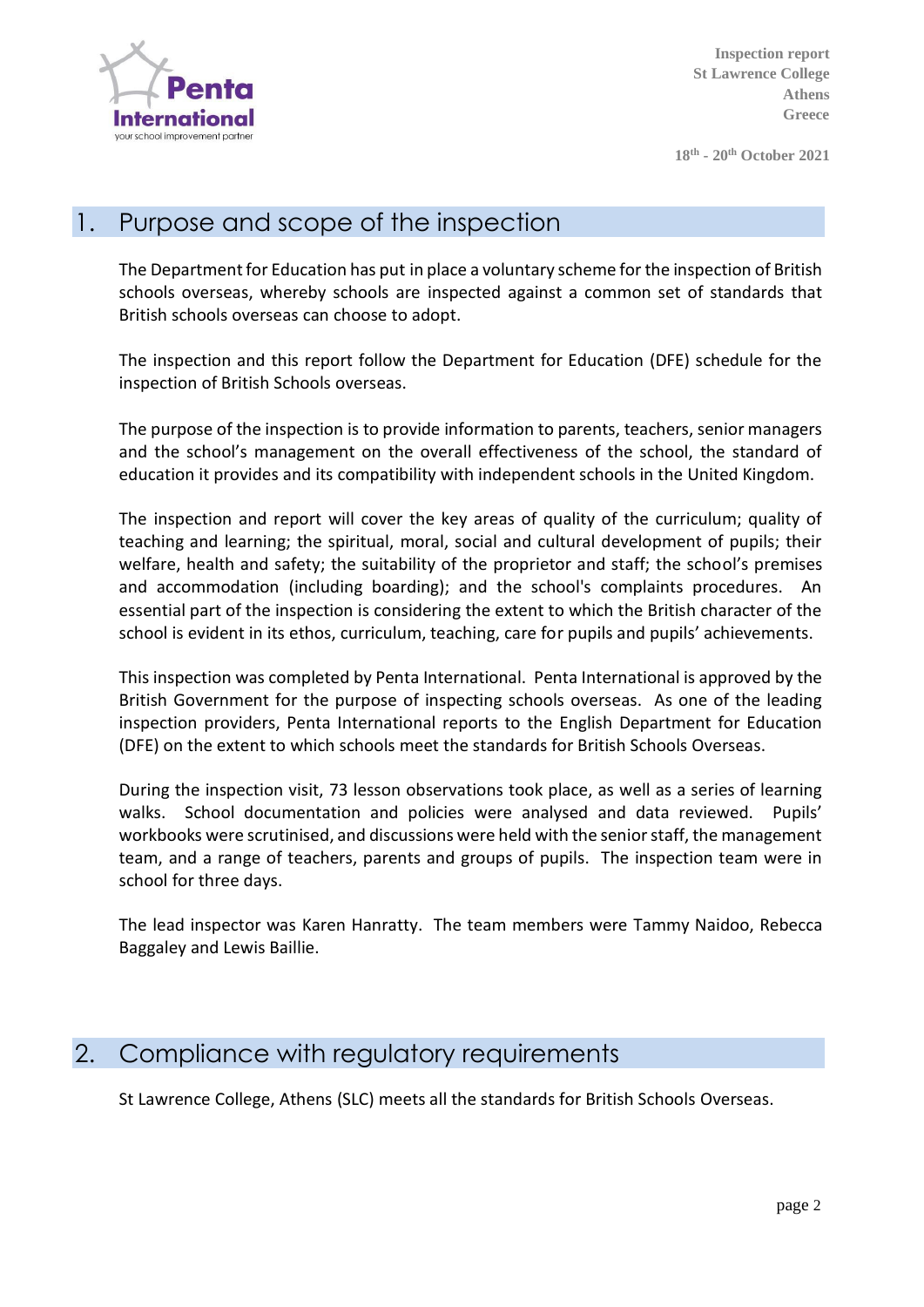## 1. Purpose and scope of the inspection

The Department for Education has put in place a voluntary scheme for the inspection of British schools overseas, whereby schools are inspected against a common set of standards that British schools overseas can choose to adopt.

The inspection and this report follow the Department for Education (DFE) schedule for the inspection of British Schools overseas.

The purpose of the inspection is to provide information to parents, teachers, senior managers and the school's management on the overall effectiveness of the school, the standard of education it provides and its compatibility with independent schools in the United Kingdom.

The inspection and report will cover the key areas of quality of the curriculum; quality of teaching and learning; the spiritual, moral, social and cultural development of pupils; their welfare, health and safety; the suitability of the proprietor and staff; the school's premises and accommodation (including boarding); and the school's complaints procedures. An essential part of the inspection is considering the extent to which the British character of the school is evident in its ethos, curriculum, teaching, care for pupils and pupils' achievements.

This inspection was completed by Penta International. Penta International is approved by the British Government for the purpose of inspecting schools overseas. As one of the leading inspection providers, Penta International reports to the English Department for Education (DFE) on the extent to which schools meet the standards for British Schools Overseas.

During the inspection visit, 73 lesson observations took place, as well as a series of learning walks. School documentation and policies were analysed and data reviewed. Pupils' workbooks were scrutinised, and discussions were held with the senior staff, the management team, and a range of teachers, parents and groups of pupils. The inspection team were in school for three days.

The lead inspector was Karen Hanratty. The team members were Tammy Naidoo, Rebecca Baggaley and Lewis Baillie.

## 2. Compliance with regulatory requirements

St Lawrence College, Athens (SLC) meets all the standards for British Schools Overseas.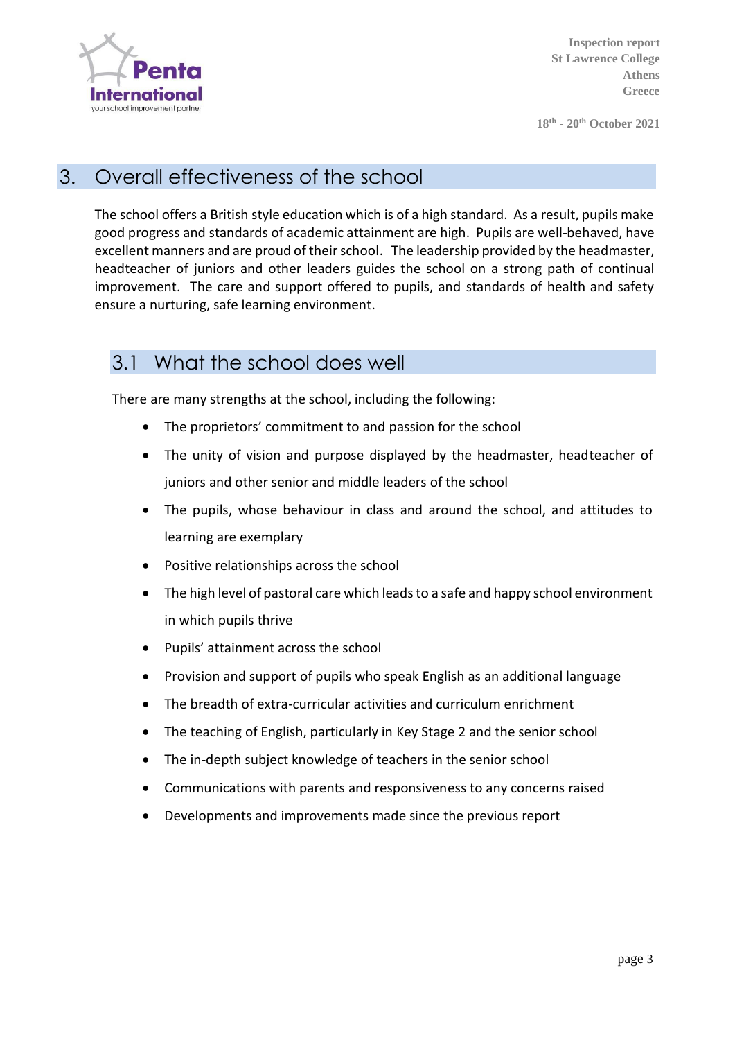## 3. Overall effectiveness of the school

The school offers a British style education which is of a high standard. As a result, pupils make good progress and standards of academic attainment are high. Pupils are well-behaved, have excellent manners and are proud of their school. The leadership provided by the headmaster, headteacher of juniors and other leaders guides the school on a strong path of continual improvement. The care and support offered to pupils, and standards of health and safety ensure a nurturing, safe learning environment.

### 3.1 What the school does well

There are many strengths at the school, including the following:

- The proprietors' commitment to and passion for the school
- The unity of vision and purpose displayed by the headmaster, headteacher of juniors and other senior and middle leaders of the school
- The pupils, whose behaviour in class and around the school, and attitudes to learning are exemplary
- Positive relationships across the school
- The high level of pastoral care which leads to a safe and happy school environment in which pupils thrive
- Pupils' attainment across the school
- Provision and support of pupils who speak English as an additional language
- The breadth of extra-curricular activities and curriculum enrichment
- The teaching of English, particularly in Key Stage 2 and the senior school
- The in-depth subject knowledge of teachers in the senior school
- Communications with parents and responsiveness to any concerns raised
- Developments and improvements made since the previous report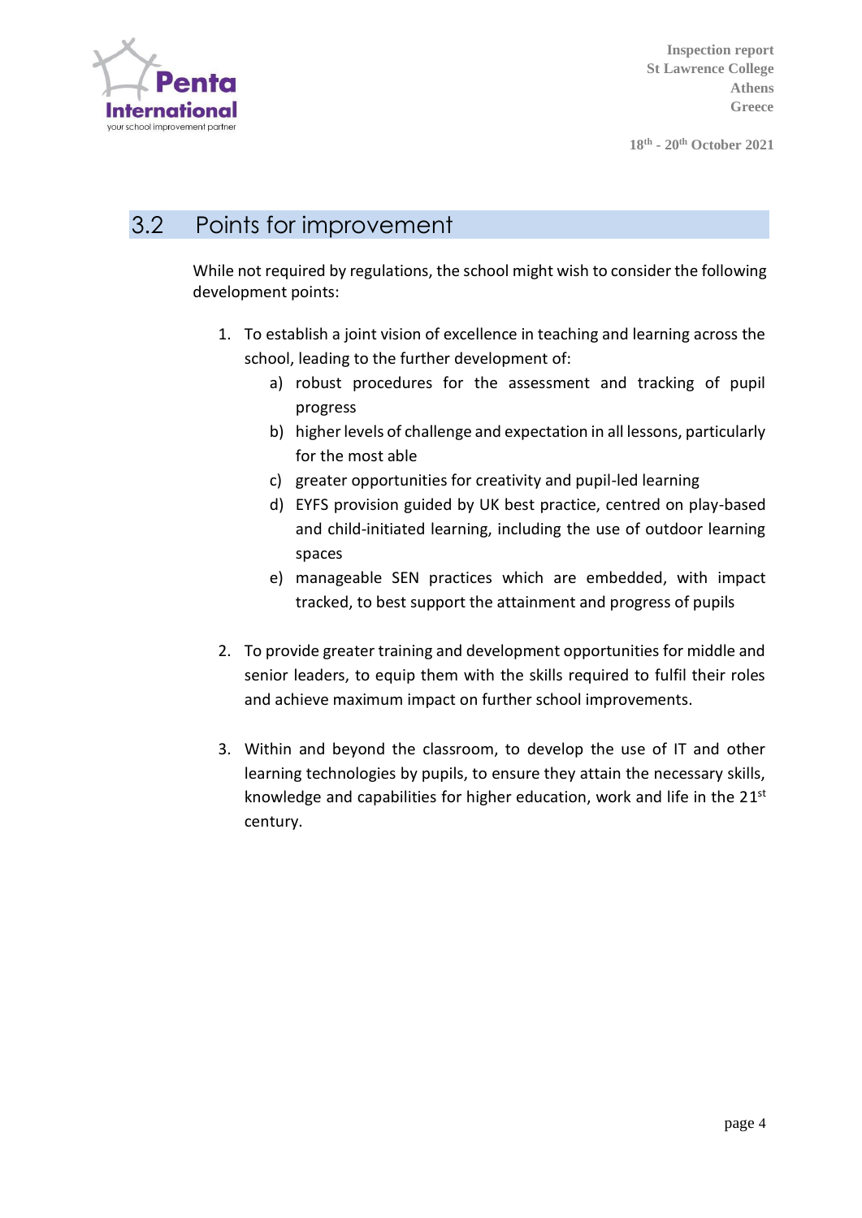## 3.2 Points for improvement

While not required by regulations, the school might wish to consider the following development points:

1. To establish a joint vision of excellence in teaching and learning across the school, leading to the further development of:
   a) robust procedures for the assessment and tracking of pupil progress
   b) higher levels of challenge and expectation in all lessons, particularly for the most able
   c) greater opportunities for creativity and pupil-led learning
   d) EYFS provision guided by UK best practice, centred on play-based and child-initiated learning, including the use of outdoor learning spaces
   e) manageable SEN practices which are embedded, with impact tracked, to best support the attainment and progress of pupils

2. To provide greater training and development opportunities for middle and senior leaders, to equip them with the skills required to fulfil their roles and achieve maximum impact on further school improvements.

3. Within and beyond the classroom, to develop the use of IT and other learning technologies by pupils, to ensure they attain the necessary skills, knowledge and capabilities for higher education, work and life in the 21st century.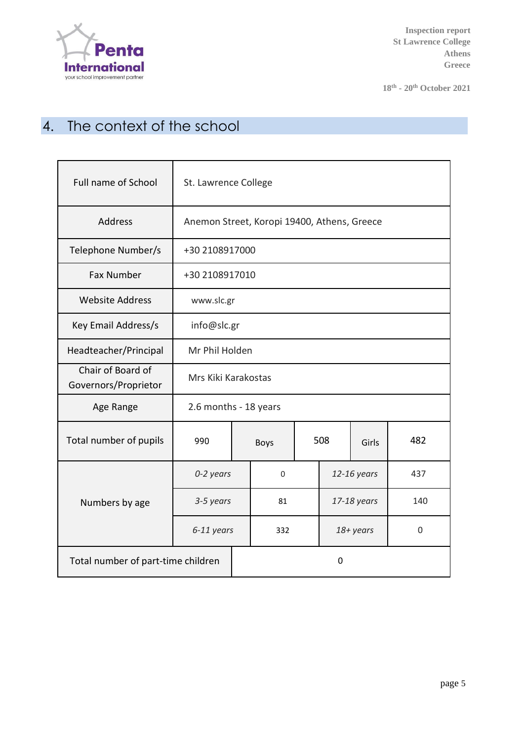## 4. The context of the school

| | | | | | | |
|---|---|---|---|---|---|---|
| Full name of School | St. Lawrence College | | | | | |
| Address | Anemon Street, Koropi 19400, Athens, Greece | | | | | |
| Telephone Number/s | +30 2108917000 | | | | | |
| Fax Number | +30 2108917010 | | | | | |
| Website Address | www.slc.gr | | | | | |
| Key Email Address/s | info@slc.gr | | | | | |
| Headteacher/Principal | Mr Phil Holden | | | | | |
| Chair of Board of Governors/Proprietor | Mrs Kiki Karakostas | | | | | |
| Age Range | 2.6 months - 18 years | | | | | |
| Total number of pupils | 990 | Boys | 508 | Girls | 482 | |
| Numbers by age | *0-2 years* | 0 | *12-16 years* | 437 | | |
| | *3-5 years* | 81 | *17-18 years* | 140 | | |
| | *6-11 years* | 332 | *18+ years* | 0 | | |
| Total number of part-time children | 0 | | | | | |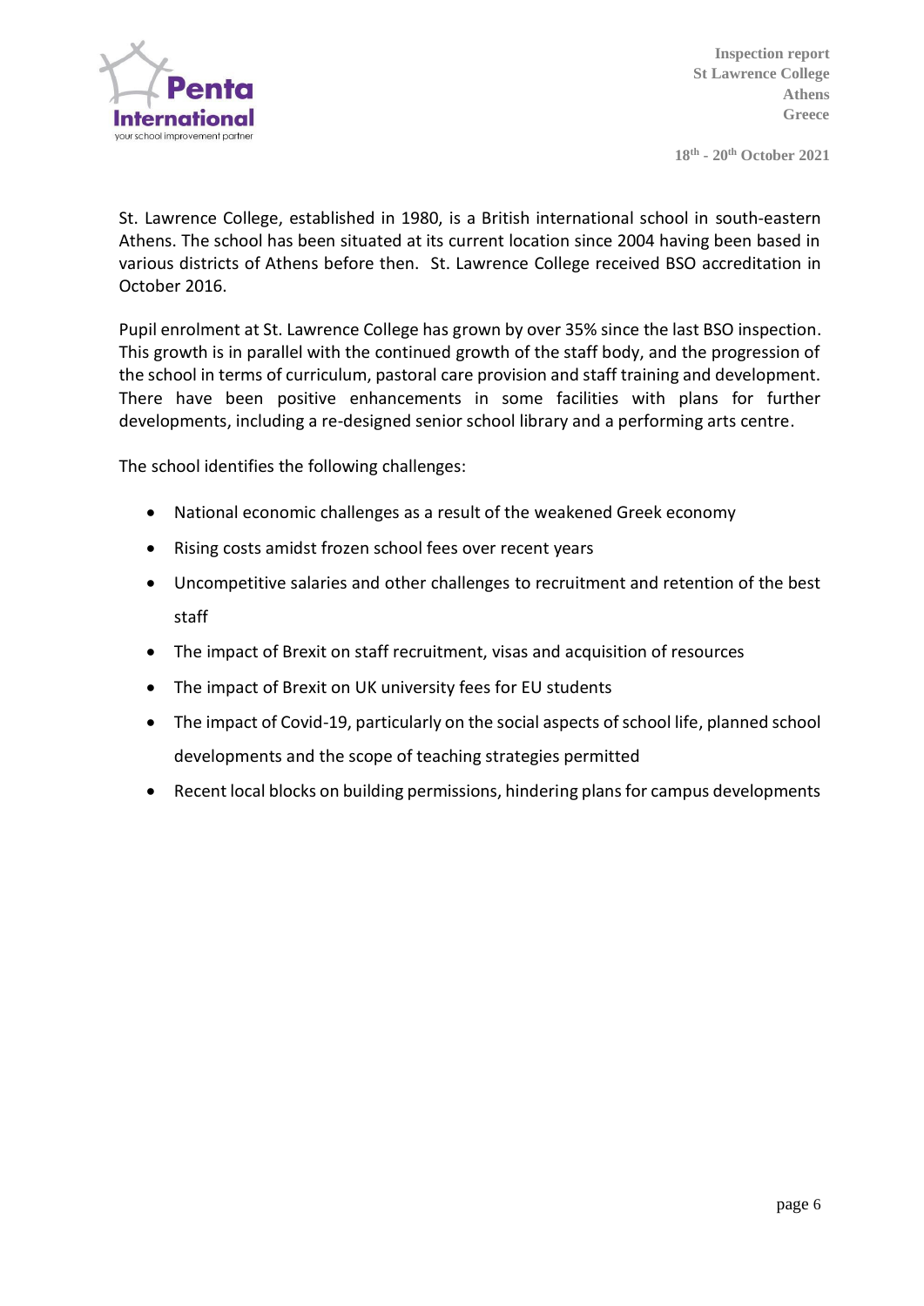St. Lawrence College, established in 1980, is a British international school in south-eastern Athens. The school has been situated at its current location since 2004 having been based in various districts of Athens before then. St. Lawrence College received BSO accreditation in October 2016.

Pupil enrolment at St. Lawrence College has grown by over 35% since the last BSO inspection. This growth is in parallel with the continued growth of the staff body, and the progression of the school in terms of curriculum, pastoral care provision and staff training and development. There have been positive enhancements in some facilities with plans for further developments, including a re-designed senior school library and a performing arts centre.

The school identifies the following challenges:

- National economic challenges as a result of the weakened Greek economy
- Rising costs amidst frozen school fees over recent years
- Uncompetitive salaries and other challenges to recruitment and retention of the best staff
- The impact of Brexit on staff recruitment, visas and acquisition of resources
- The impact of Brexit on UK university fees for EU students
- The impact of Covid-19, particularly on the social aspects of school life, planned school developments and the scope of teaching strategies permitted
- Recent local blocks on building permissions, hindering plans for campus developments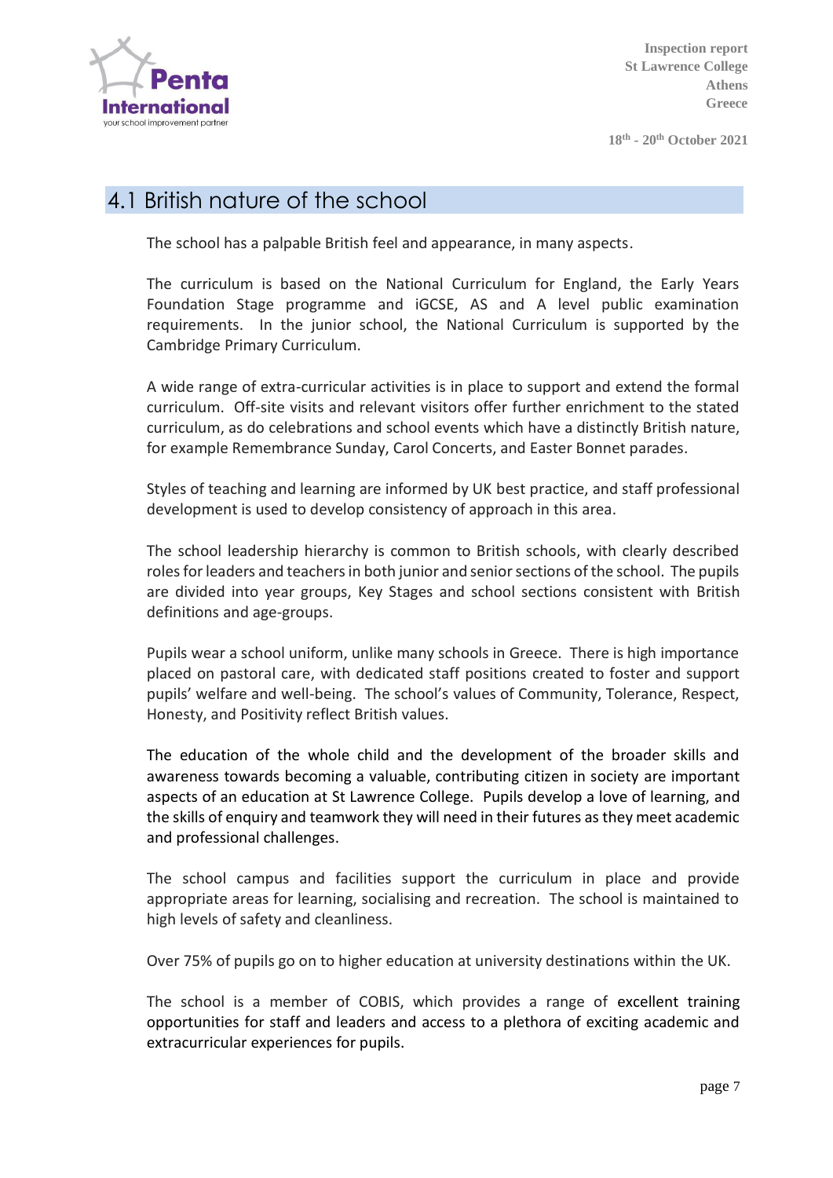## 4.1 British nature of the school

The school has a palpable British feel and appearance, in many aspects.

The curriculum is based on the National Curriculum for England, the Early Years Foundation Stage programme and iGCSE, AS and A level public examination requirements. In the junior school, the National Curriculum is supported by the Cambridge Primary Curriculum.

A wide range of extra-curricular activities is in place to support and extend the formal curriculum. Off-site visits and relevant visitors offer further enrichment to the stated curriculum, as do celebrations and school events which have a distinctly British nature, for example Remembrance Sunday, Carol Concerts, and Easter Bonnet parades.

Styles of teaching and learning are informed by UK best practice, and staff professional development is used to develop consistency of approach in this area.

The school leadership hierarchy is common to British schools, with clearly described roles for leaders and teachers in both junior and senior sections of the school. The pupils are divided into year groups, Key Stages and school sections consistent with British definitions and age-groups.

Pupils wear a school uniform, unlike many schools in Greece. There is high importance placed on pastoral care, with dedicated staff positions created to foster and support pupils' welfare and well-being. The school's values of Community, Tolerance, Respect, Honesty, and Positivity reflect British values.

The education of the whole child and the development of the broader skills and awareness towards becoming a valuable, contributing citizen in society are important aspects of an education at St Lawrence College. Pupils develop a love of learning, and the skills of enquiry and teamwork they will need in their futures as they meet academic and professional challenges.

The school campus and facilities support the curriculum in place and provide appropriate areas for learning, socialising and recreation. The school is maintained to high levels of safety and cleanliness.

Over 75% of pupils go on to higher education at university destinations within the UK.

The school is a member of COBIS, which provides a range of excellent training opportunities for staff and leaders and access to a plethora of exciting academic and extracurricular experiences for pupils.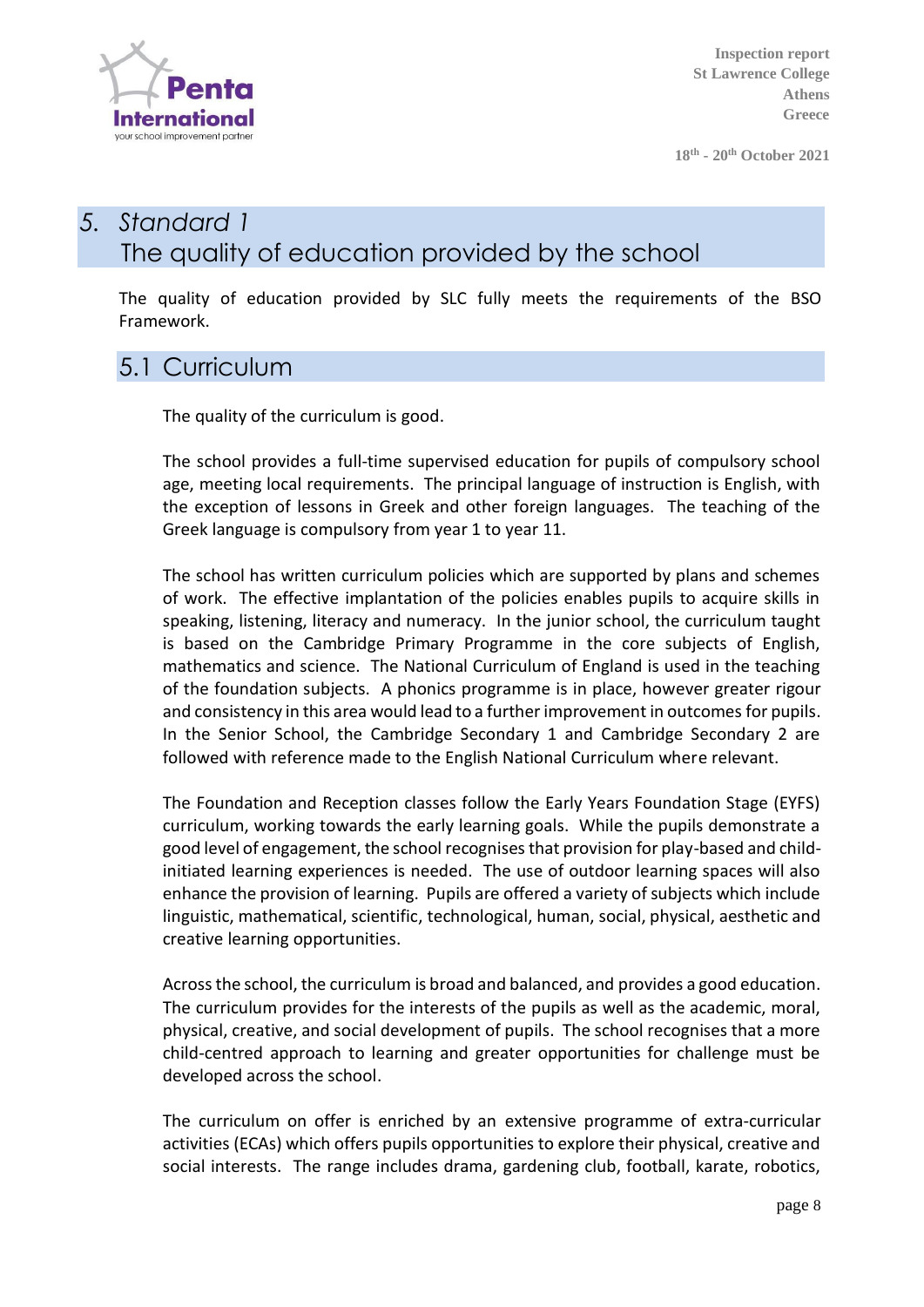# 5. Standard 1 The quality of education provided by the school

The quality of education provided by SLC fully meets the requirements of the BSO Framework.

## 5.1 Curriculum

The quality of the curriculum is good.

The school provides a full-time supervised education for pupils of compulsory school age, meeting local requirements. The principal language of instruction is English, with the exception of lessons in Greek and other foreign languages. The teaching of the Greek language is compulsory from year 1 to year 11.

The school has written curriculum policies which are supported by plans and schemes of work. The effective implantation of the policies enables pupils to acquire skills in speaking, listening, literacy and numeracy. In the junior school, the curriculum taught is based on the Cambridge Primary Programme in the core subjects of English, mathematics and science. The National Curriculum of England is used in the teaching of the foundation subjects. A phonics programme is in place, however greater rigour and consistency in this area would lead to a further improvement in outcomes for pupils. In the Senior School, the Cambridge Secondary 1 and Cambridge Secondary 2 are followed with reference made to the English National Curriculum where relevant.

The Foundation and Reception classes follow the Early Years Foundation Stage (EYFS) curriculum, working towards the early learning goals. While the pupils demonstrate a good level of engagement, the school recognises that provision for play-based and child-initiated learning experiences is needed. The use of outdoor learning spaces will also enhance the provision of learning. Pupils are offered a variety of subjects which include linguistic, mathematical, scientific, technological, human, social, physical, aesthetic and creative learning opportunities.

Across the school, the curriculum is broad and balanced, and provides a good education. The curriculum provides for the interests of the pupils as well as the academic, moral, physical, creative, and social development of pupils. The school recognises that a more child-centred approach to learning and greater opportunities for challenge must be developed across the school.

The curriculum on offer is enriched by an extensive programme of extra-curricular activities (ECAs) which offers pupils opportunities to explore their physical, creative and social interests. The range includes drama, gardening club, football, karate, robotics,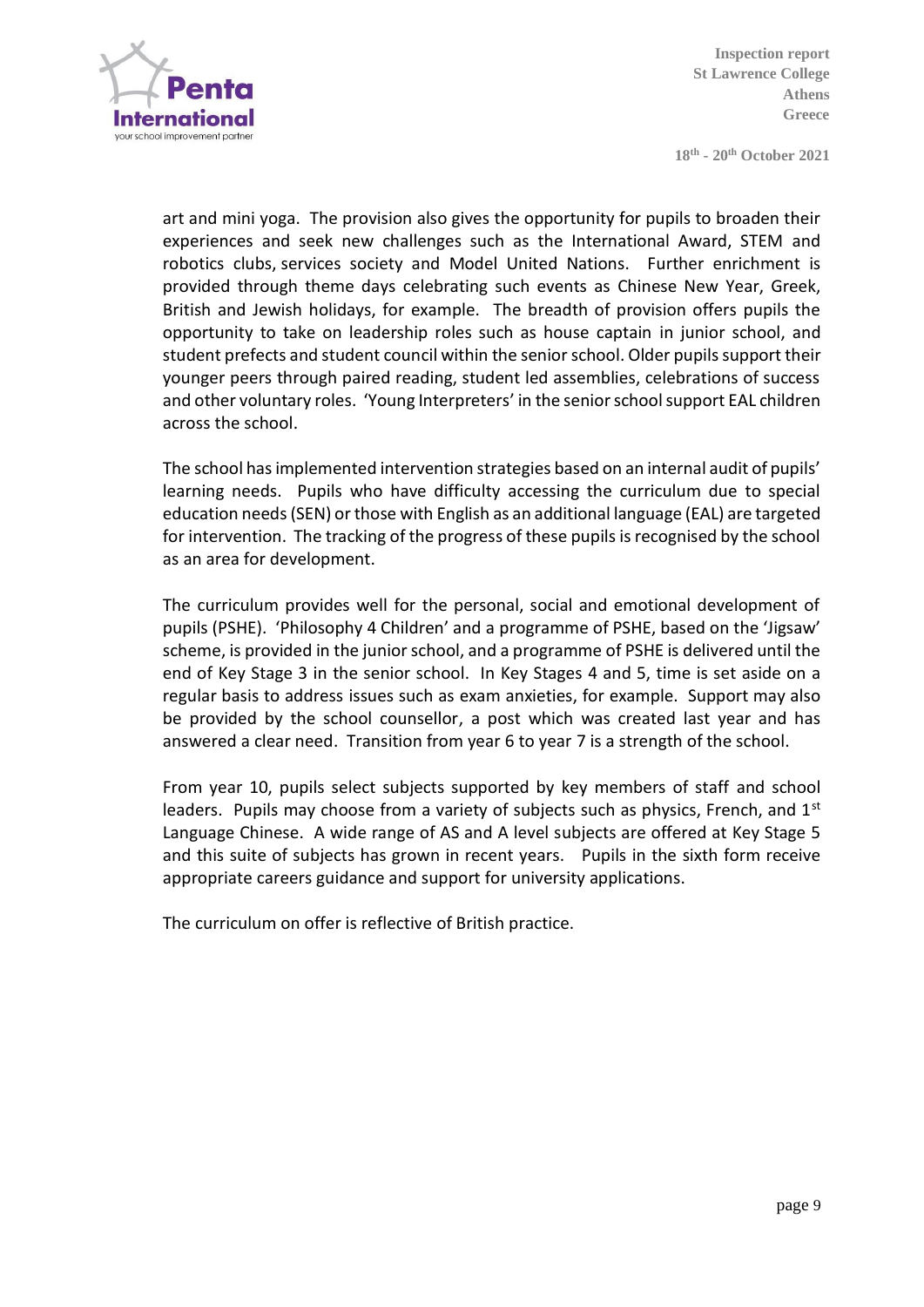art and mini yoga. The provision also gives the opportunity for pupils to broaden their experiences and seek new challenges such as the International Award, STEM and robotics clubs, services society and Model United Nations. Further enrichment is provided through theme days celebrating such events as Chinese New Year, Greek, British and Jewish holidays, for example. The breadth of provision offers pupils the opportunity to take on leadership roles such as house captain in junior school, and student prefects and student council within the senior school. Older pupils support their younger peers through paired reading, student led assemblies, celebrations of success and other voluntary roles. 'Young Interpreters' in the senior school support EAL children across the school.

The school has implemented intervention strategies based on an internal audit of pupils' learning needs. Pupils who have difficulty accessing the curriculum due to special education needs (SEN) or those with English as an additional language (EAL) are targeted for intervention. The tracking of the progress of these pupils is recognised by the school as an area for development.

The curriculum provides well for the personal, social and emotional development of pupils (PSHE). 'Philosophy 4 Children' and a programme of PSHE, based on the 'Jigsaw' scheme, is provided in the junior school, and a programme of PSHE is delivered until the end of Key Stage 3 in the senior school. In Key Stages 4 and 5, time is set aside on a regular basis to address issues such as exam anxieties, for example. Support may also be provided by the school counsellor, a post which was created last year and has answered a clear need. Transition from year 6 to year 7 is a strength of the school.

From year 10, pupils select subjects supported by key members of staff and school leaders. Pupils may choose from a variety of subjects such as physics, French, and 1st Language Chinese. A wide range of AS and A level subjects are offered at Key Stage 5 and this suite of subjects has grown in recent years. Pupils in the sixth form receive appropriate careers guidance and support for university applications.

The curriculum on offer is reflective of British practice.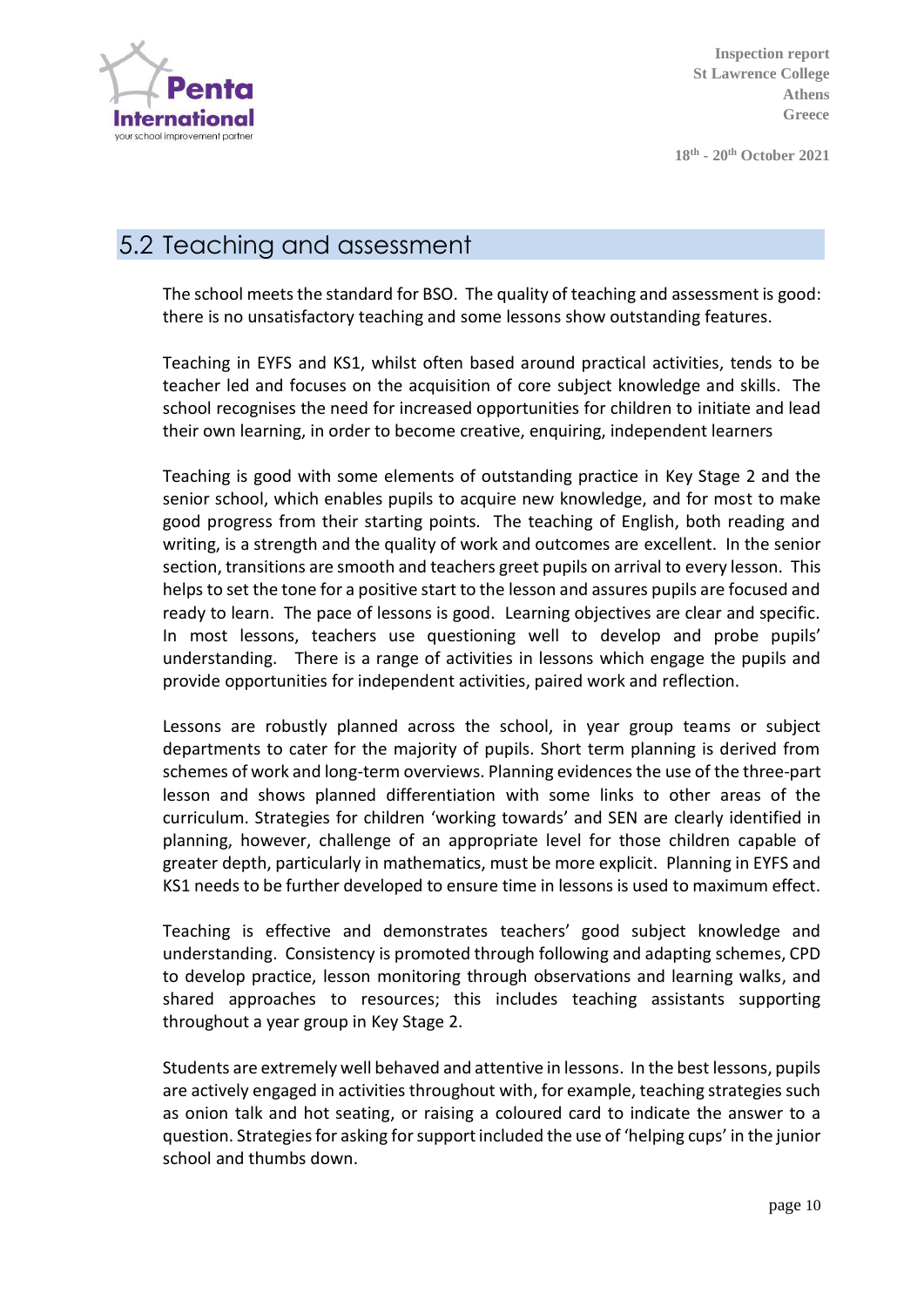## 5.2 Teaching and assessment

The school meets the standard for BSO. The quality of teaching and assessment is good: there is no unsatisfactory teaching and some lessons show outstanding features.

Teaching in EYFS and KS1, whilst often based around practical activities, tends to be teacher led and focuses on the acquisition of core subject knowledge and skills. The school recognises the need for increased opportunities for children to initiate and lead their own learning, in order to become creative, enquiring, independent learners

Teaching is good with some elements of outstanding practice in Key Stage 2 and the senior school, which enables pupils to acquire new knowledge, and for most to make good progress from their starting points. The teaching of English, both reading and writing, is a strength and the quality of work and outcomes are excellent. In the senior section, transitions are smooth and teachers greet pupils on arrival to every lesson. This helps to set the tone for a positive start to the lesson and assures pupils are focused and ready to learn. The pace of lessons is good. Learning objectives are clear and specific. In most lessons, teachers use questioning well to develop and probe pupils' understanding. There is a range of activities in lessons which engage the pupils and provide opportunities for independent activities, paired work and reflection.

Lessons are robustly planned across the school, in year group teams or subject departments to cater for the majority of pupils. Short term planning is derived from schemes of work and long-term overviews. Planning evidences the use of the three-part lesson and shows planned differentiation with some links to other areas of the curriculum. Strategies for children 'working towards' and SEN are clearly identified in planning, however, challenge of an appropriate level for those children capable of greater depth, particularly in mathematics, must be more explicit. Planning in EYFS and KS1 needs to be further developed to ensure time in lessons is used to maximum effect.

Teaching is effective and demonstrates teachers' good subject knowledge and understanding. Consistency is promoted through following and adapting schemes, CPD to develop practice, lesson monitoring through observations and learning walks, and shared approaches to resources; this includes teaching assistants supporting throughout a year group in Key Stage 2.

Students are extremely well behaved and attentive in lessons. In the best lessons, pupils are actively engaged in activities throughout with, for example, teaching strategies such as onion talk and hot seating, or raising a coloured card to indicate the answer to a question. Strategies for asking for support included the use of 'helping cups' in the junior school and thumbs down.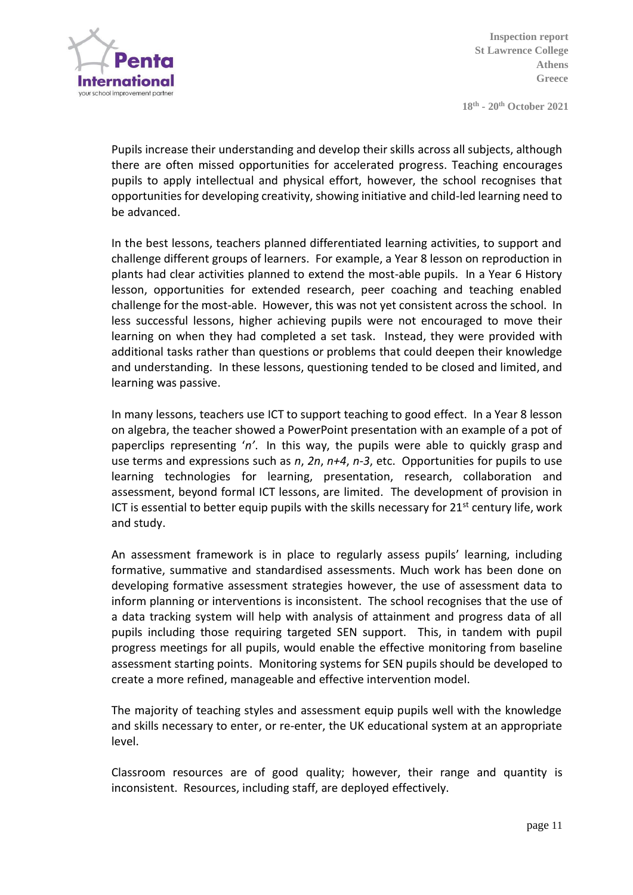Pupils increase their understanding and develop their skills across all subjects, although there are often missed opportunities for accelerated progress. Teaching encourages pupils to apply intellectual and physical effort, however, the school recognises that opportunities for developing creativity, showing initiative and child-led learning need to be advanced.

In the best lessons, teachers planned differentiated learning activities, to support and challenge different groups of learners. For example, a Year 8 lesson on reproduction in plants had clear activities planned to extend the most-able pupils. In a Year 6 History lesson, opportunities for extended research, peer coaching and teaching enabled challenge for the most-able. However, this was not yet consistent across the school. In less successful lessons, higher achieving pupils were not encouraged to move their learning on when they had completed a set task. Instead, they were provided with additional tasks rather than questions or problems that could deepen their knowledge and understanding. In these lessons, questioning tended to be closed and limited, and learning was passive.

In many lessons, teachers use ICT to support teaching to good effect. In a Year 8 lesson on algebra, the teacher showed a PowerPoint presentation with an example of a pot of paperclips representing '*n'*. In this way, the pupils were able to quickly grasp and use terms and expressions such as *n*, *2n*, *n+4*, *n-3*, etc. Opportunities for pupils to use learning technologies for learning, presentation, research, collaboration and assessment, beyond formal ICT lessons, are limited. The development of provision in ICT is essential to better equip pupils with the skills necessary for 21st century life, work and study.

An assessment framework is in place to regularly assess pupils' learning, including formative, summative and standardised assessments. Much work has been done on developing formative assessment strategies however, the use of assessment data to inform planning or interventions is inconsistent. The school recognises that the use of a data tracking system will help with analysis of attainment and progress data of all pupils including those requiring targeted SEN support. This, in tandem with pupil progress meetings for all pupils, would enable the effective monitoring from baseline assessment starting points. Monitoring systems for SEN pupils should be developed to create a more refined, manageable and effective intervention model.

The majority of teaching styles and assessment equip pupils well with the knowledge and skills necessary to enter, or re-enter, the UK educational system at an appropriate level.

Classroom resources are of good quality; however, their range and quantity is inconsistent. Resources, including staff, are deployed effectively.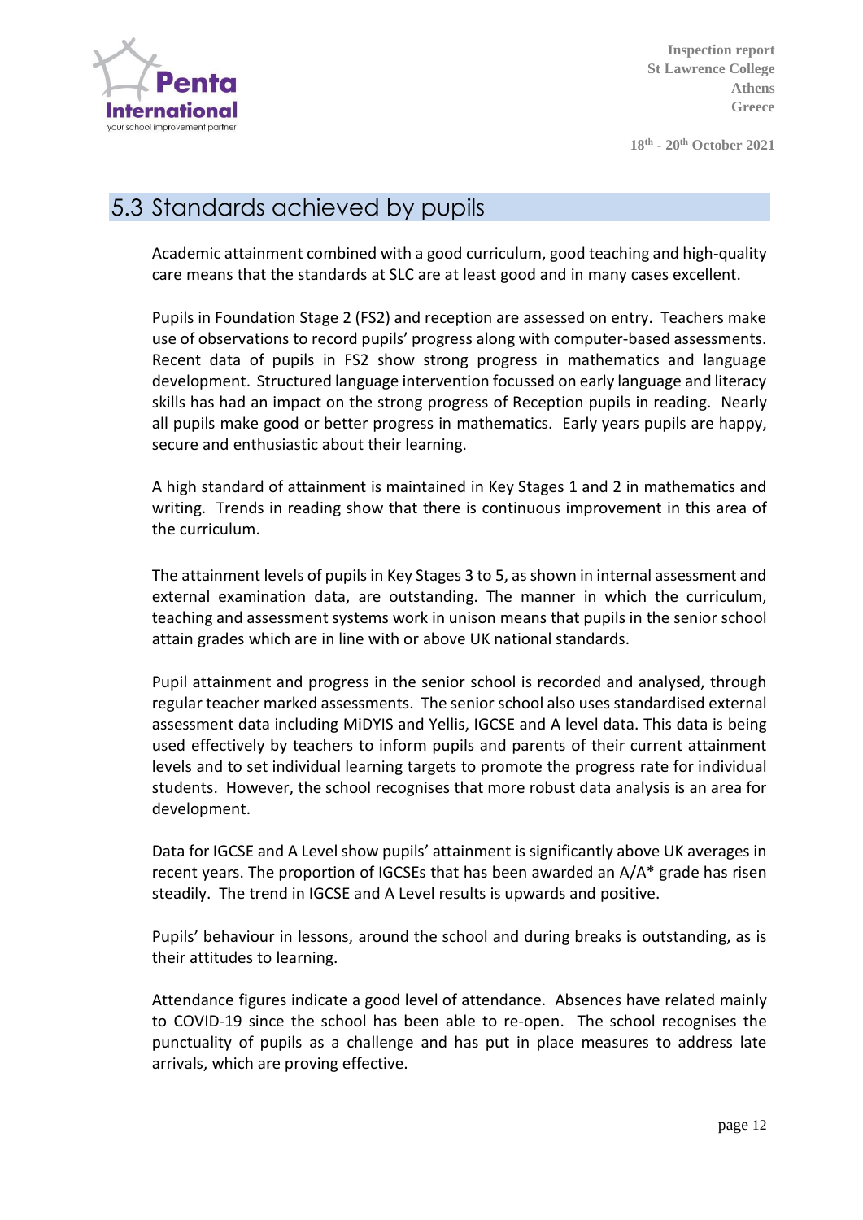## 5.3 Standards achieved by pupils

Academic attainment combined with a good curriculum, good teaching and high-quality care means that the standards at SLC are at least good and in many cases excellent.

Pupils in Foundation Stage 2 (FS2) and reception are assessed on entry. Teachers make use of observations to record pupils' progress along with computer-based assessments. Recent data of pupils in FS2 show strong progress in mathematics and language development. Structured language intervention focussed on early language and literacy skills has had an impact on the strong progress of Reception pupils in reading. Nearly all pupils make good or better progress in mathematics. Early years pupils are happy, secure and enthusiastic about their learning.

A high standard of attainment is maintained in Key Stages 1 and 2 in mathematics and writing. Trends in reading show that there is continuous improvement in this area of the curriculum.

The attainment levels of pupils in Key Stages 3 to 5, as shown in internal assessment and external examination data, are outstanding. The manner in which the curriculum, teaching and assessment systems work in unison means that pupils in the senior school attain grades which are in line with or above UK national standards.

Pupil attainment and progress in the senior school is recorded and analysed, through regular teacher marked assessments. The senior school also uses standardised external assessment data including MiDYIS and Yellis, IGCSE and A level data. This data is being used effectively by teachers to inform pupils and parents of their current attainment levels and to set individual learning targets to promote the progress rate for individual students. However, the school recognises that more robust data analysis is an area for development.

Data for IGCSE and A Level show pupils' attainment is significantly above UK averages in recent years. The proportion of IGCSEs that has been awarded an A/A* grade has risen steadily. The trend in IGCSE and A Level results is upwards and positive.

Pupils' behaviour in lessons, around the school and during breaks is outstanding, as is their attitudes to learning.

Attendance figures indicate a good level of attendance. Absences have related mainly to COVID-19 since the school has been able to re-open. The school recognises the punctuality of pupils as a challenge and has put in place measures to address late arrivals, which are proving effective.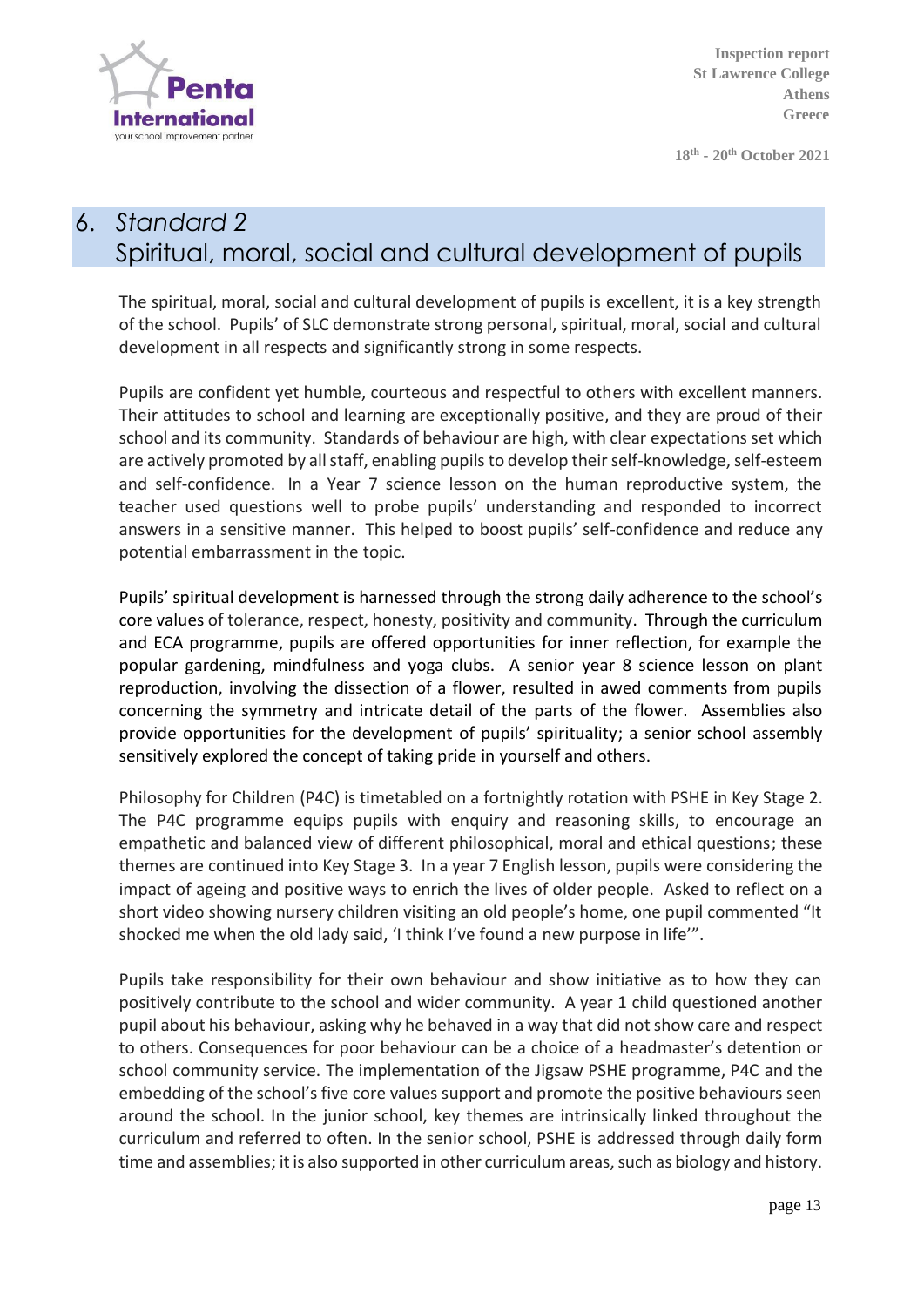## 6. *Standard 2*
## Spiritual, moral, social and cultural development of pupils

The spiritual, moral, social and cultural development of pupils is excellent, it is a key strength of the school. Pupils' of SLC demonstrate strong personal, spiritual, moral, social and cultural development in all respects and significantly strong in some respects.

Pupils are confident yet humble, courteous and respectful to others with excellent manners. Their attitudes to school and learning are exceptionally positive, and they are proud of their school and its community. Standards of behaviour are high, with clear expectations set which are actively promoted by all staff, enabling pupils to develop their self-knowledge, self-esteem and self-confidence. In a Year 7 science lesson on the human reproductive system, the teacher used questions well to probe pupils' understanding and responded to incorrect answers in a sensitive manner. This helped to boost pupils' self-confidence and reduce any potential embarrassment in the topic.

Pupils' spiritual development is harnessed through the strong daily adherence to the school's core values of tolerance, respect, honesty, positivity and community. Through the curriculum and ECA programme, pupils are offered opportunities for inner reflection, for example the popular gardening, mindfulness and yoga clubs. A senior year 8 science lesson on plant reproduction, involving the dissection of a flower, resulted in awed comments from pupils concerning the symmetry and intricate detail of the parts of the flower. Assemblies also provide opportunities for the development of pupils' spirituality; a senior school assembly sensitively explored the concept of taking pride in yourself and others.

Philosophy for Children (P4C) is timetabled on a fortnightly rotation with PSHE in Key Stage 2. The P4C programme equips pupils with enquiry and reasoning skills, to encourage an empathetic and balanced view of different philosophical, moral and ethical questions; these themes are continued into Key Stage 3. In a year 7 English lesson, pupils were considering the impact of ageing and positive ways to enrich the lives of older people. Asked to reflect on a short video showing nursery children visiting an old people's home, one pupil commented "It shocked me when the old lady said, 'I think I've found a new purpose in life'".

Pupils take responsibility for their own behaviour and show initiative as to how they can positively contribute to the school and wider community. A year 1 child questioned another pupil about his behaviour, asking why he behaved in a way that did not show care and respect to others. Consequences for poor behaviour can be a choice of a headmaster's detention or school community service. The implementation of the Jigsaw PSHE programme, P4C and the embedding of the school's five core values support and promote the positive behaviours seen around the school. In the junior school, key themes are intrinsically linked throughout the curriculum and referred to often. In the senior school, PSHE is addressed through daily form time and assemblies; it is also supported in other curriculum areas, such as biology and history.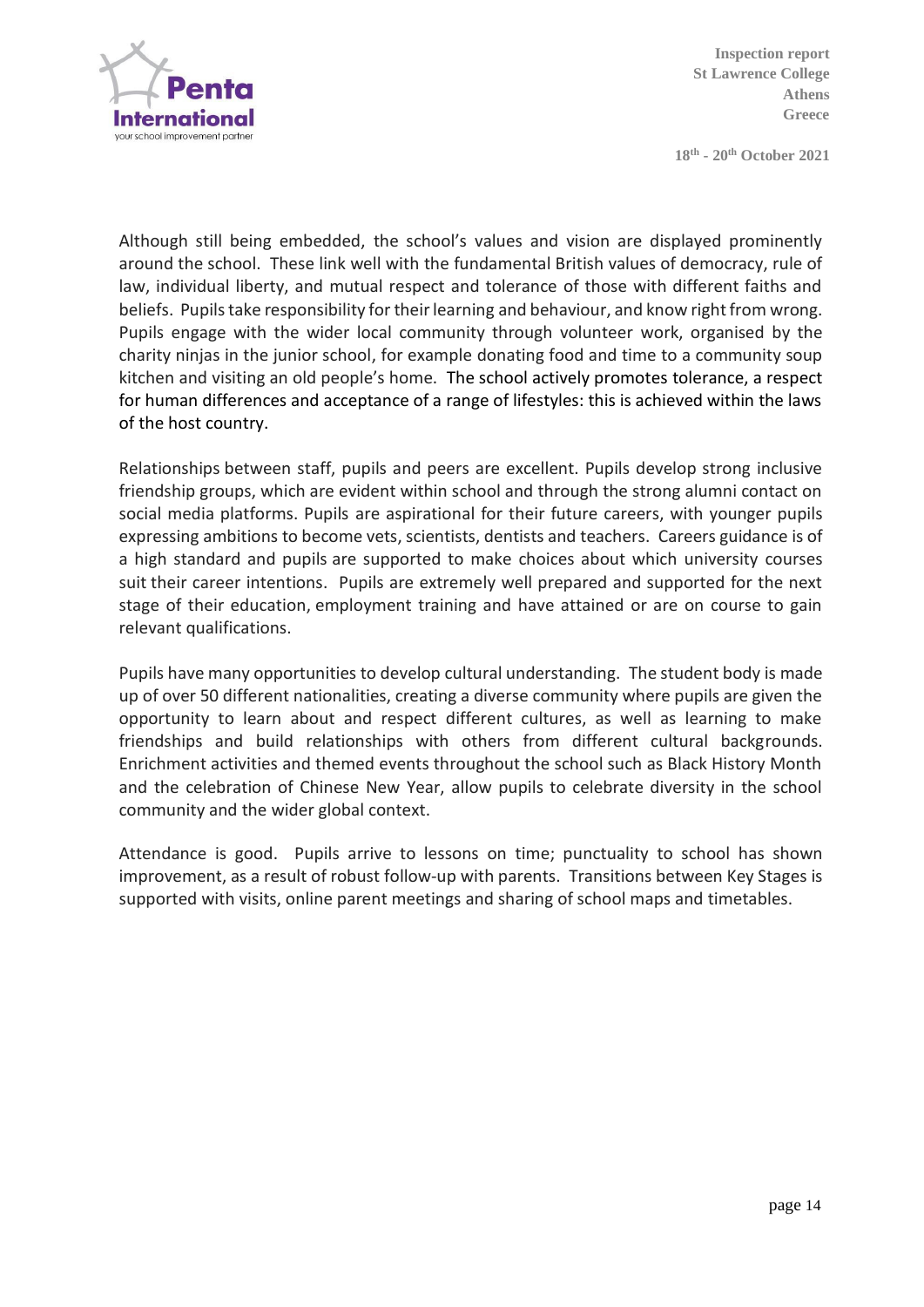Although still being embedded, the school's values and vision are displayed prominently around the school. These link well with the fundamental British values of democracy, rule of law, individual liberty, and mutual respect and tolerance of those with different faiths and beliefs. Pupils take responsibility for their learning and behaviour, and know right from wrong. Pupils engage with the wider local community through volunteer work, organised by the charity ninjas in the junior school, for example donating food and time to a community soup kitchen and visiting an old people's home. The school actively promotes tolerance, a respect for human differences and acceptance of a range of lifestyles: this is achieved within the laws of the host country.

Relationships between staff, pupils and peers are excellent. Pupils develop strong inclusive friendship groups, which are evident within school and through the strong alumni contact on social media platforms. Pupils are aspirational for their future careers, with younger pupils expressing ambitions to become vets, scientists, dentists and teachers. Careers guidance is of a high standard and pupils are supported to make choices about which university courses suit their career intentions. Pupils are extremely well prepared and supported for the next stage of their education, employment training and have attained or are on course to gain relevant qualifications.

Pupils have many opportunities to develop cultural understanding. The student body is made up of over 50 different nationalities, creating a diverse community where pupils are given the opportunity to learn about and respect different cultures, as well as learning to make friendships and build relationships with others from different cultural backgrounds. Enrichment activities and themed events throughout the school such as Black History Month and the celebration of Chinese New Year, allow pupils to celebrate diversity in the school community and the wider global context.

Attendance is good. Pupils arrive to lessons on time; punctuality to school has shown improvement, as a result of robust follow-up with parents. Transitions between Key Stages is supported with visits, online parent meetings and sharing of school maps and timetables.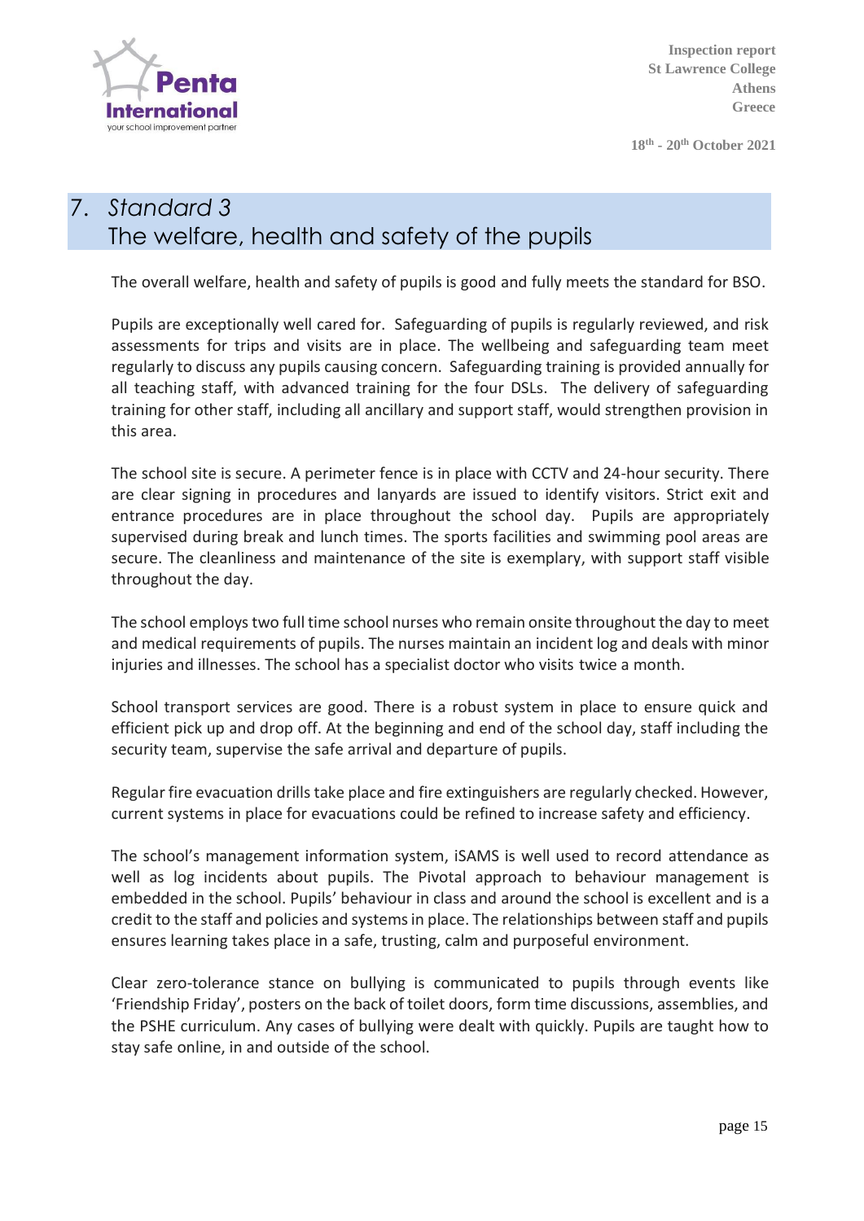## 7. *Standard 3* The welfare, health and safety of the pupils

The overall welfare, health and safety of pupils is good and fully meets the standard for BSO.

Pupils are exceptionally well cared for. Safeguarding of pupils is regularly reviewed, and risk assessments for trips and visits are in place. The wellbeing and safeguarding team meet regularly to discuss any pupils causing concern. Safeguarding training is provided annually for all teaching staff, with advanced training for the four DSLs. The delivery of safeguarding training for other staff, including all ancillary and support staff, would strengthen provision in this area.

The school site is secure. A perimeter fence is in place with CCTV and 24-hour security. There are clear signing in procedures and lanyards are issued to identify visitors. Strict exit and entrance procedures are in place throughout the school day. Pupils are appropriately supervised during break and lunch times. The sports facilities and swimming pool areas are secure. The cleanliness and maintenance of the site is exemplary, with support staff visible throughout the day.

The school employs two full time school nurses who remain onsite throughout the day to meet and medical requirements of pupils. The nurses maintain an incident log and deals with minor injuries and illnesses. The school has a specialist doctor who visits twice a month.

School transport services are good. There is a robust system in place to ensure quick and efficient pick up and drop off. At the beginning and end of the school day, staff including the security team, supervise the safe arrival and departure of pupils.

Regular fire evacuation drills take place and fire extinguishers are regularly checked. However, current systems in place for evacuations could be refined to increase safety and efficiency.

The school's management information system, iSAMS is well used to record attendance as well as log incidents about pupils. The Pivotal approach to behaviour management is embedded in the school. Pupils' behaviour in class and around the school is excellent and is a credit to the staff and policies and systems in place. The relationships between staff and pupils ensures learning takes place in a safe, trusting, calm and purposeful environment.

Clear zero-tolerance stance on bullying is communicated to pupils through events like 'Friendship Friday', posters on the back of toilet doors, form time discussions, assemblies, and the PSHE curriculum. Any cases of bullying were dealt with quickly. Pupils are taught how to stay safe online, in and outside of the school.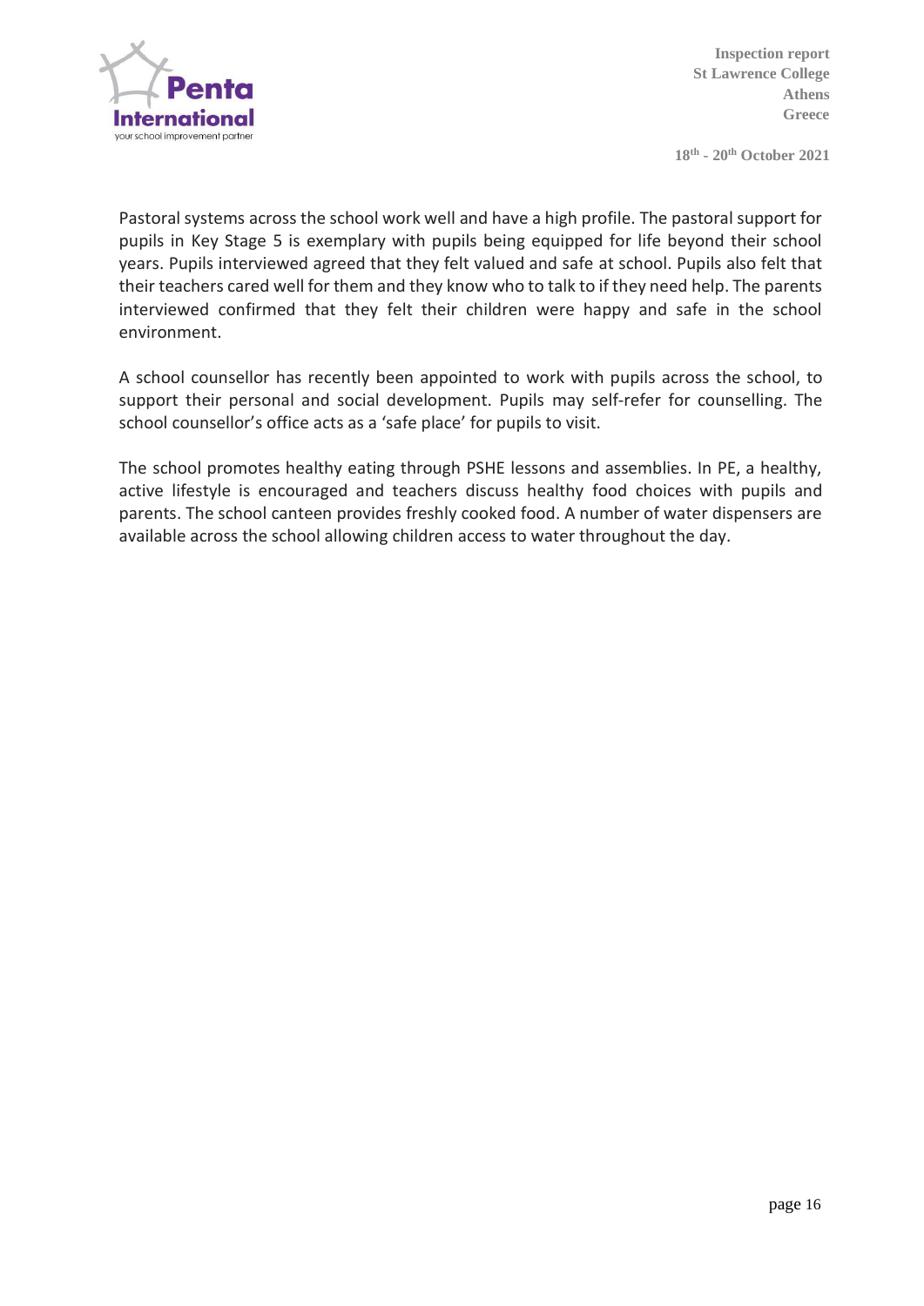Pastoral systems across the school work well and have a high profile. The pastoral support for pupils in Key Stage 5 is exemplary with pupils being equipped for life beyond their school years. Pupils interviewed agreed that they felt valued and safe at school. Pupils also felt that their teachers cared well for them and they know who to talk to if they need help. The parents interviewed confirmed that they felt their children were happy and safe in the school environment.

A school counsellor has recently been appointed to work with pupils across the school, to support their personal and social development. Pupils may self-refer for counselling. The school counsellor's office acts as a 'safe place' for pupils to visit.

The school promotes healthy eating through PSHE lessons and assemblies. In PE, a healthy, active lifestyle is encouraged and teachers discuss healthy food choices with pupils and parents. The school canteen provides freshly cooked food. A number of water dispensers are available across the school allowing children access to water throughout the day.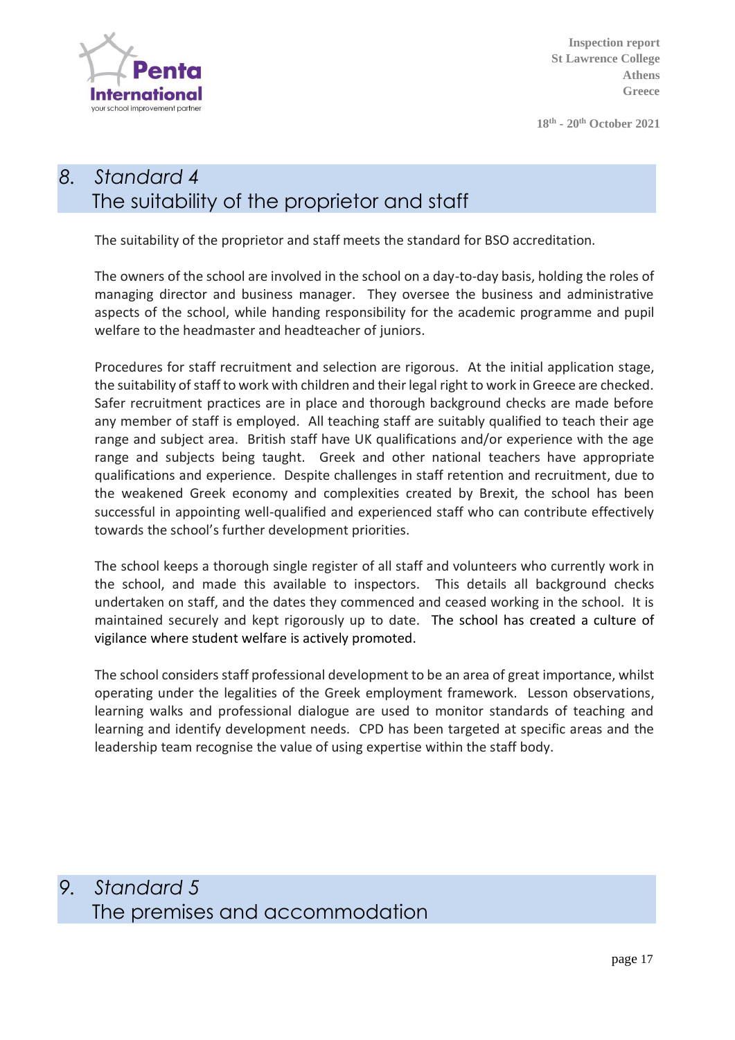## 8. *Standard 4*
## The suitability of the proprietor and staff

The suitability of the proprietor and staff meets the standard for BSO accreditation.

The owners of the school are involved in the school on a day-to-day basis, holding the roles of managing director and business manager. They oversee the business and administrative aspects of the school, while handing responsibility for the academic programme and pupil welfare to the headmaster and headteacher of juniors.

Procedures for staff recruitment and selection are rigorous. At the initial application stage, the suitability of staff to work with children and their legal right to work in Greece are checked. Safer recruitment practices are in place and thorough background checks are made before any member of staff is employed. All teaching staff are suitably qualified to teach their age range and subject area. British staff have UK qualifications and/or experience with the age range and subjects being taught. Greek and other national teachers have appropriate qualifications and experience. Despite challenges in staff retention and recruitment, due to the weakened Greek economy and complexities created by Brexit, the school has been successful in appointing well-qualified and experienced staff who can contribute effectively towards the school's further development priorities.

The school keeps a thorough single register of all staff and volunteers who currently work in the school, and made this available to inspectors. This details all background checks undertaken on staff, and the dates they commenced and ceased working in the school. It is maintained securely and kept rigorously up to date. The school has created a culture of vigilance where student welfare is actively promoted.

The school considers staff professional development to be an area of great importance, whilst operating under the legalities of the Greek employment framework. Lesson observations, learning walks and professional dialogue are used to monitor standards of teaching and learning and identify development needs. CPD has been targeted at specific areas and the leadership team recognise the value of using expertise within the staff body.

## 9. *Standard 5*
## The premises and accommodation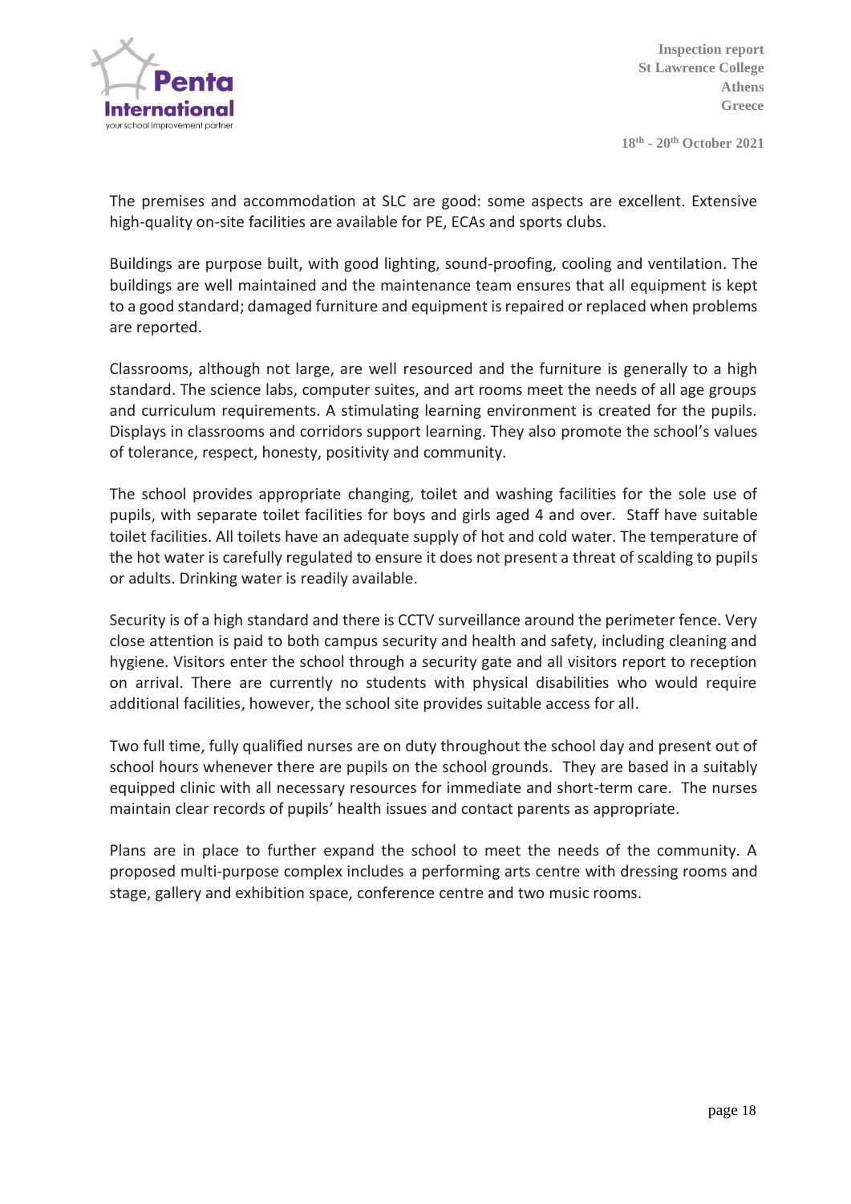The premises and accommodation at SLC are good: some aspects are excellent. Extensive high-quality on-site facilities are available for PE, ECAs and sports clubs.

Buildings are purpose built, with good lighting, sound-proofing, cooling and ventilation. The buildings are well maintained and the maintenance team ensures that all equipment is kept to a good standard; damaged furniture and equipment is repaired or replaced when problems are reported.

Classrooms, although not large, are well resourced and the furniture is generally to a high standard. The science labs, computer suites, and art rooms meet the needs of all age groups and curriculum requirements. A stimulating learning environment is created for the pupils. Displays in classrooms and corridors support learning. They also promote the school's values of tolerance, respect, honesty, positivity and community.

The school provides appropriate changing, toilet and washing facilities for the sole use of pupils, with separate toilet facilities for boys and girls aged 4 and over. Staff have suitable toilet facilities. All toilets have an adequate supply of hot and cold water. The temperature of the hot water is carefully regulated to ensure it does not present a threat of scalding to pupils or adults. Drinking water is readily available.

Security is of a high standard and there is CCTV surveillance around the perimeter fence. Very close attention is paid to both campus security and health and safety, including cleaning and hygiene. Visitors enter the school through a security gate and all visitors report to reception on arrival. There are currently no students with physical disabilities who would require additional facilities, however, the school site provides suitable access for all.

Two full time, fully qualified nurses are on duty throughout the school day and present out of school hours whenever there are pupils on the school grounds. They are based in a suitably equipped clinic with all necessary resources for immediate and short-term care. The nurses maintain clear records of pupils' health issues and contact parents as appropriate.

Plans are in place to further expand the school to meet the needs of the community. A proposed multi-purpose complex includes a performing arts centre with dressing rooms and stage, gallery and exhibition space, conference centre and two music rooms.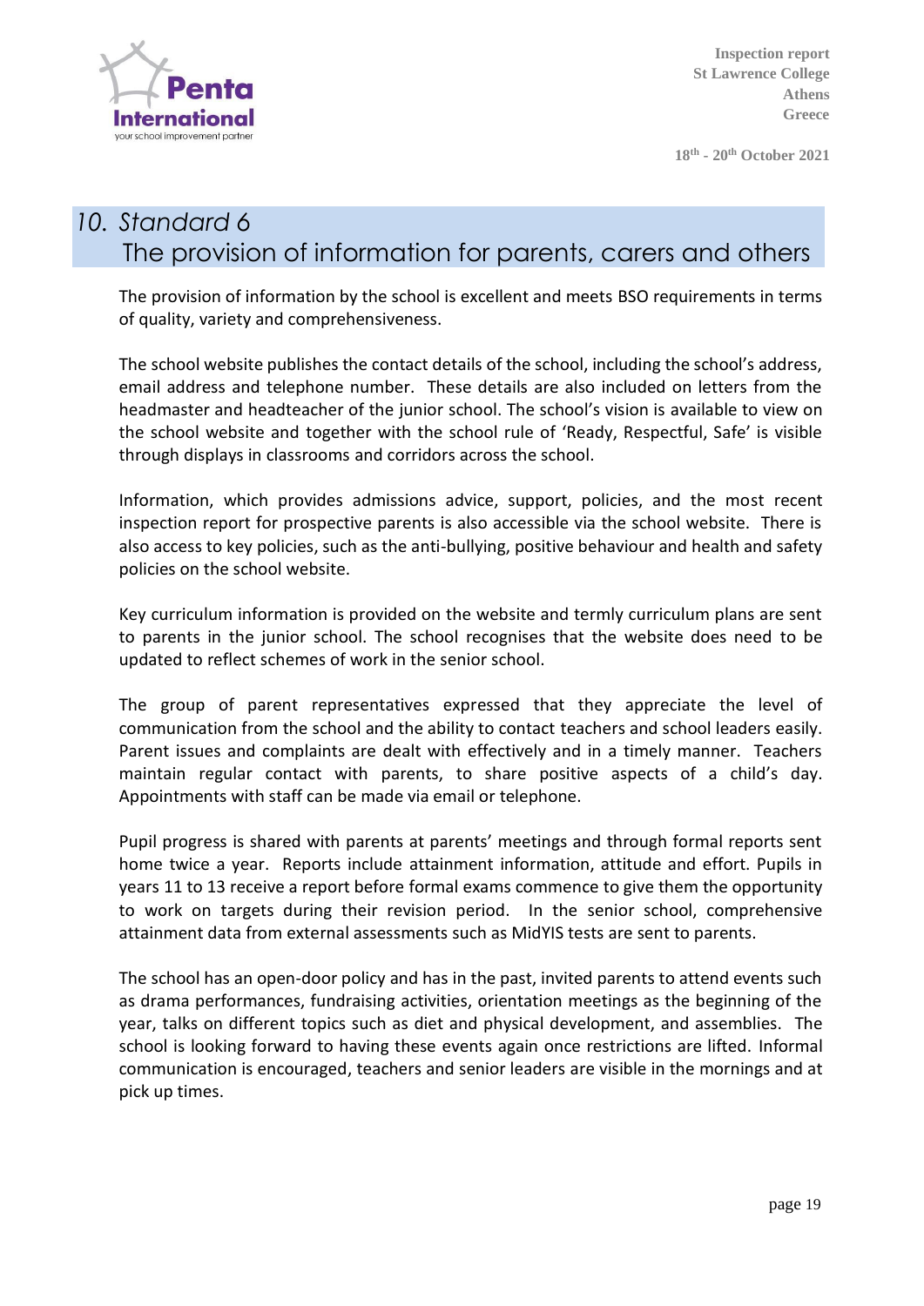# 10. Standard 6
## The provision of information for parents, carers and others

The provision of information by the school is excellent and meets BSO requirements in terms of quality, variety and comprehensiveness.

The school website publishes the contact details of the school, including the school's address, email address and telephone number. These details are also included on letters from the headmaster and headteacher of the junior school. The school's vision is available to view on the school website and together with the school rule of 'Ready, Respectful, Safe' is visible through displays in classrooms and corridors across the school.

Information, which provides admissions advice, support, policies, and the most recent inspection report for prospective parents is also accessible via the school website. There is also access to key policies, such as the anti-bullying, positive behaviour and health and safety policies on the school website.

Key curriculum information is provided on the website and termly curriculum plans are sent to parents in the junior school. The school recognises that the website does need to be updated to reflect schemes of work in the senior school.

The group of parent representatives expressed that they appreciate the level of communication from the school and the ability to contact teachers and school leaders easily. Parent issues and complaints are dealt with effectively and in a timely manner. Teachers maintain regular contact with parents, to share positive aspects of a child's day. Appointments with staff can be made via email or telephone.

Pupil progress is shared with parents at parents' meetings and through formal reports sent home twice a year. Reports include attainment information, attitude and effort. Pupils in years 11 to 13 receive a report before formal exams commence to give them the opportunity to work on targets during their revision period. In the senior school, comprehensive attainment data from external assessments such as MidYIS tests are sent to parents.

The school has an open-door policy and has in the past, invited parents to attend events such as drama performances, fundraising activities, orientation meetings as the beginning of the year, talks on different topics such as diet and physical development, and assemblies. The school is looking forward to having these events again once restrictions are lifted. Informal communication is encouraged, teachers and senior leaders are visible in the mornings and at pick up times.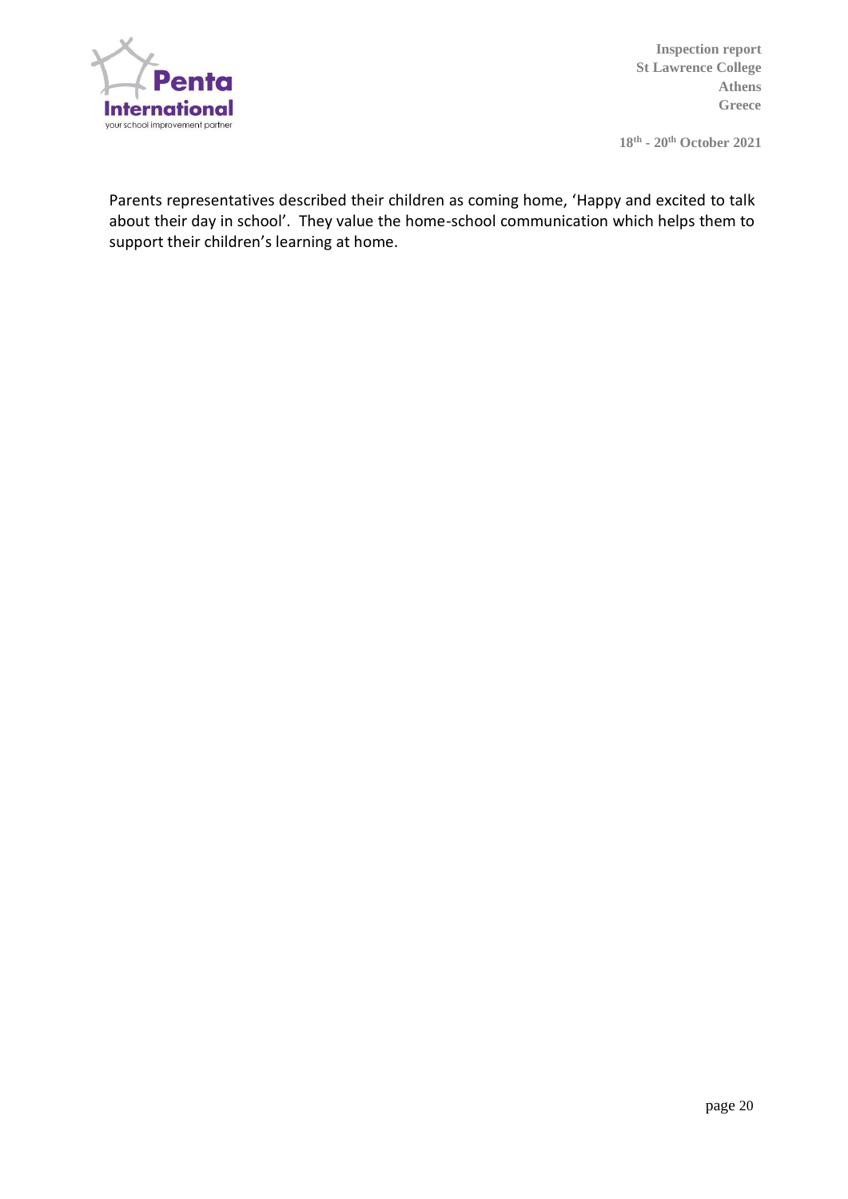Parents representatives described their children as coming home, 'Happy and excited to talk about their day in school'. They value the home-school communication which helps them to support their children's learning at home.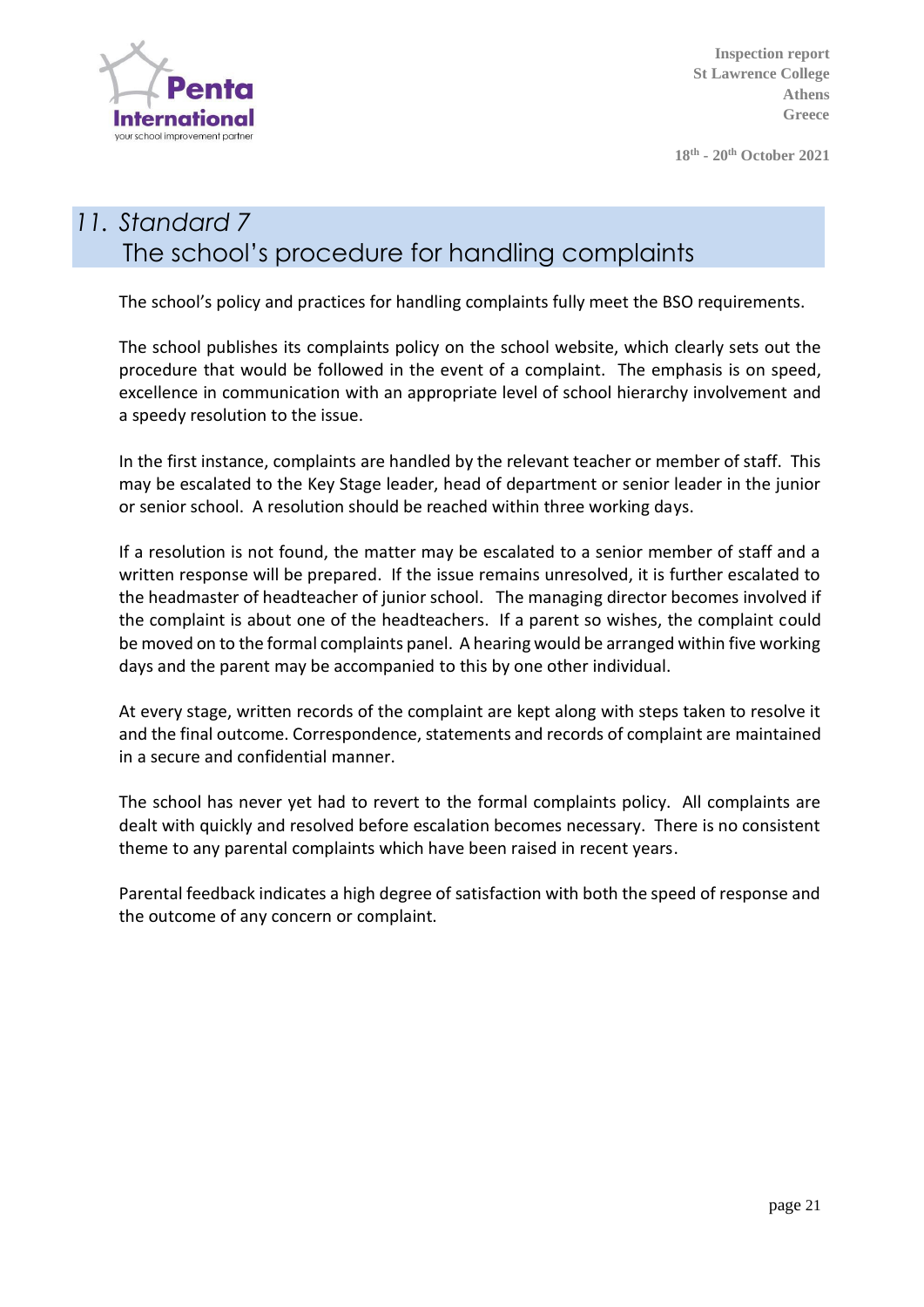## 11. Standard 7
## The school's procedure for handling complaints

The school's policy and practices for handling complaints fully meet the BSO requirements.

The school publishes its complaints policy on the school website, which clearly sets out the procedure that would be followed in the event of a complaint. The emphasis is on speed, excellence in communication with an appropriate level of school hierarchy involvement and a speedy resolution to the issue.

In the first instance, complaints are handled by the relevant teacher or member of staff. This may be escalated to the Key Stage leader, head of department or senior leader in the junior or senior school. A resolution should be reached within three working days.

If a resolution is not found, the matter may be escalated to a senior member of staff and a written response will be prepared. If the issue remains unresolved, it is further escalated to the headmaster of headteacher of junior school. The managing director becomes involved if the complaint is about one of the headteachers. If a parent so wishes, the complaint could be moved on to the formal complaints panel. A hearing would be arranged within five working days and the parent may be accompanied to this by one other individual.

At every stage, written records of the complaint are kept along with steps taken to resolve it and the final outcome. Correspondence, statements and records of complaint are maintained in a secure and confidential manner.

The school has never yet had to revert to the formal complaints policy. All complaints are dealt with quickly and resolved before escalation becomes necessary. There is no consistent theme to any parental complaints which have been raised in recent years.

Parental feedback indicates a high degree of satisfaction with both the speed of response and the outcome of any concern or complaint.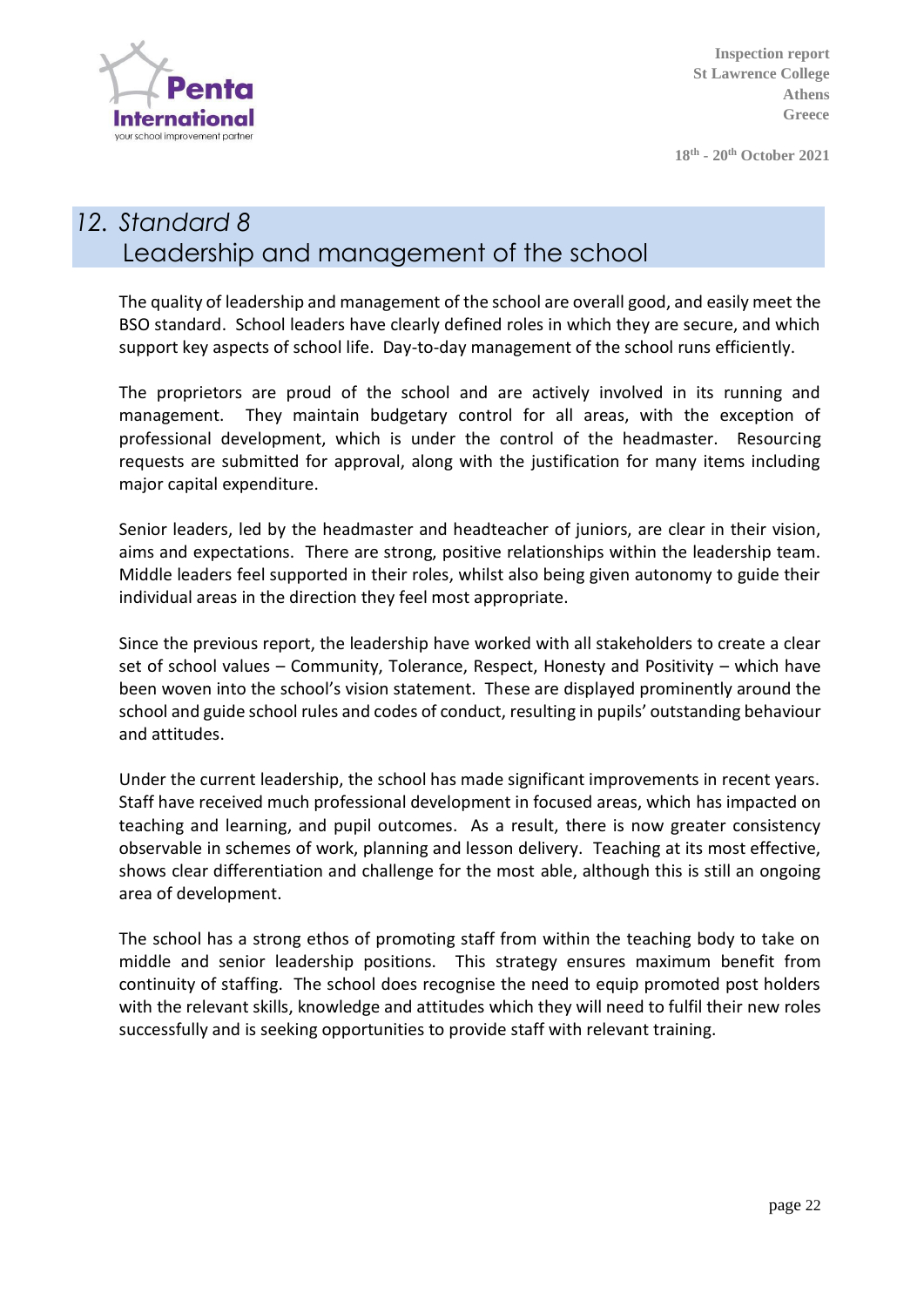## 12. Standard 8
## Leadership and management of the school

The quality of leadership and management of the school are overall good, and easily meet the BSO standard. School leaders have clearly defined roles in which they are secure, and which support key aspects of school life. Day-to-day management of the school runs efficiently.

The proprietors are proud of the school and are actively involved in its running and management. They maintain budgetary control for all areas, with the exception of professional development, which is under the control of the headmaster. Resourcing requests are submitted for approval, along with the justification for many items including major capital expenditure.

Senior leaders, led by the headmaster and headteacher of juniors, are clear in their vision, aims and expectations. There are strong, positive relationships within the leadership team. Middle leaders feel supported in their roles, whilst also being given autonomy to guide their individual areas in the direction they feel most appropriate.

Since the previous report, the leadership have worked with all stakeholders to create a clear set of school values – Community, Tolerance, Respect, Honesty and Positivity – which have been woven into the school's vision statement. These are displayed prominently around the school and guide school rules and codes of conduct, resulting in pupils' outstanding behaviour and attitudes.

Under the current leadership, the school has made significant improvements in recent years. Staff have received much professional development in focused areas, which has impacted on teaching and learning, and pupil outcomes. As a result, there is now greater consistency observable in schemes of work, planning and lesson delivery. Teaching at its most effective, shows clear differentiation and challenge for the most able, although this is still an ongoing area of development.

The school has a strong ethos of promoting staff from within the teaching body to take on middle and senior leadership positions. This strategy ensures maximum benefit from continuity of staffing. The school does recognise the need to equip promoted post holders with the relevant skills, knowledge and attitudes which they will need to fulfil their new roles successfully and is seeking opportunities to provide staff with relevant training.